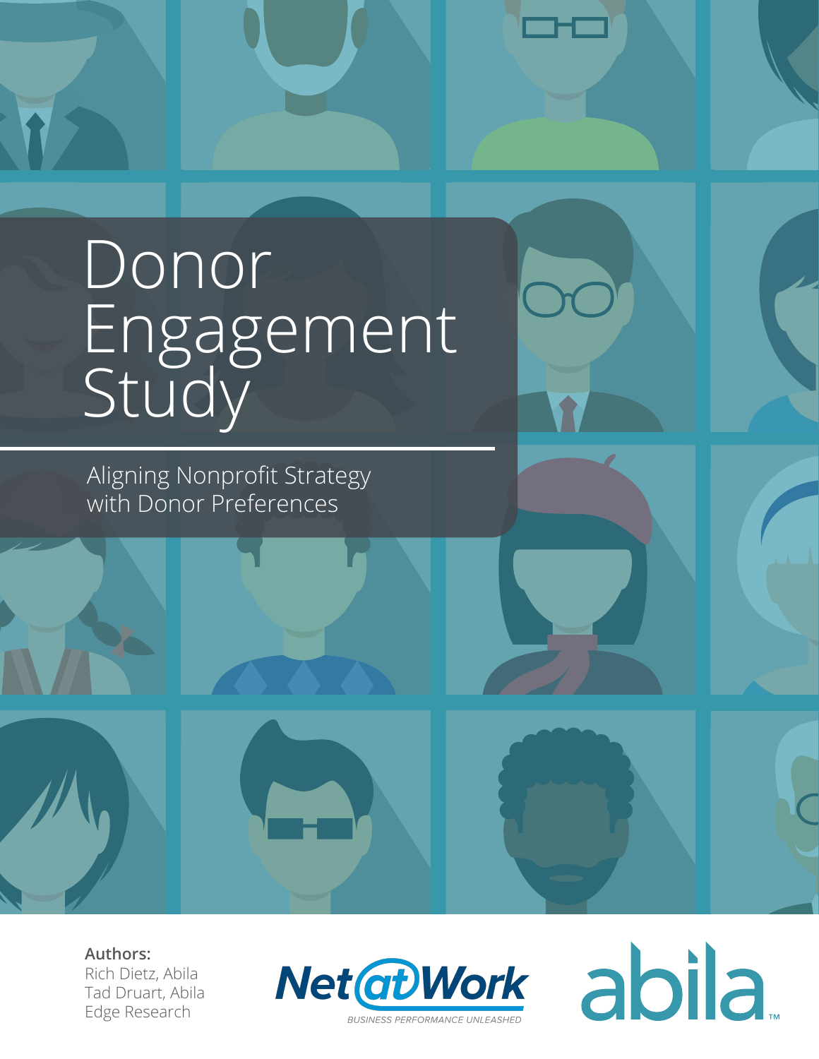# Donor Engagement Study

## Aligning Nonprofit Strategy with Donor Preferences

**Authors:**
Rich Dietz, Abila
Tad Druart, Abila
Edge Research

Net@Work
BUSINESS PERFORMANCE UNLEASHED

abila™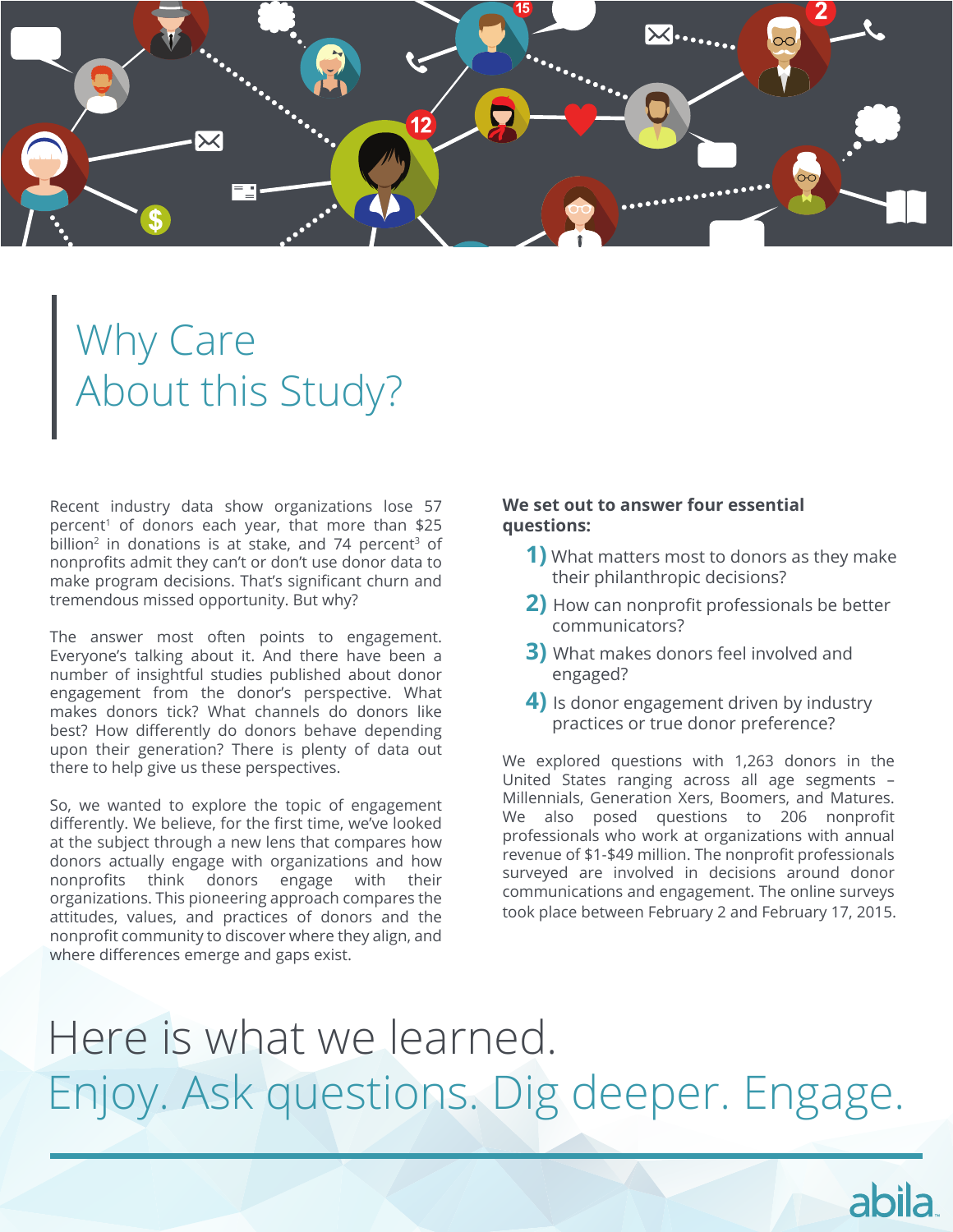# Why Care About this Study?

Recent industry data show organizations lose 57 percent[1] of donors each year, that more than $25 billion[2] in donations is at stake, and 74 percent[3] of nonprofits admit they can't or don't use donor data to make program decisions. That's significant churn and tremendous missed opportunity. But why?

The answer most often points to engagement. Everyone's talking about it. And there have been a number of insightful studies published about donor engagement from the donor's perspective. What makes donors tick? What channels do donors like best? How differently do donors behave depending upon their generation? There is plenty of data out there to help give us these perspectives.

So, we wanted to explore the topic of engagement differently. We believe, for the first time, we've looked at the subject through a new lens that compares how donors actually engage with organizations and how nonprofits think donors engage with their organizations. This pioneering approach compares the attitudes, values, and practices of donors and the nonprofit community to discover where they align, and where differences emerge and gaps exist.

**We set out to answer four essential questions:**

1) What matters most to donors as they make their philanthropic decisions?

2) How can nonprofit professionals be better communicators?

3) What makes donors feel involved and engaged?

4) Is donor engagement driven by industry practices or true donor preference?

We explored questions with 1,263 donors in the United States ranging across all age segments – Millennials, Generation Xers, Boomers, and Matures. We also posed questions to 206 nonprofit professionals who work at organizations with annual revenue of $1-$49 million. The nonprofit professionals surveyed are involved in decisions around donor communications and engagement. The online surveys took place between February 2 and February 17, 2015.

## Here is what we learned.

## Enjoy. Ask questions. Dig deeper. Engage.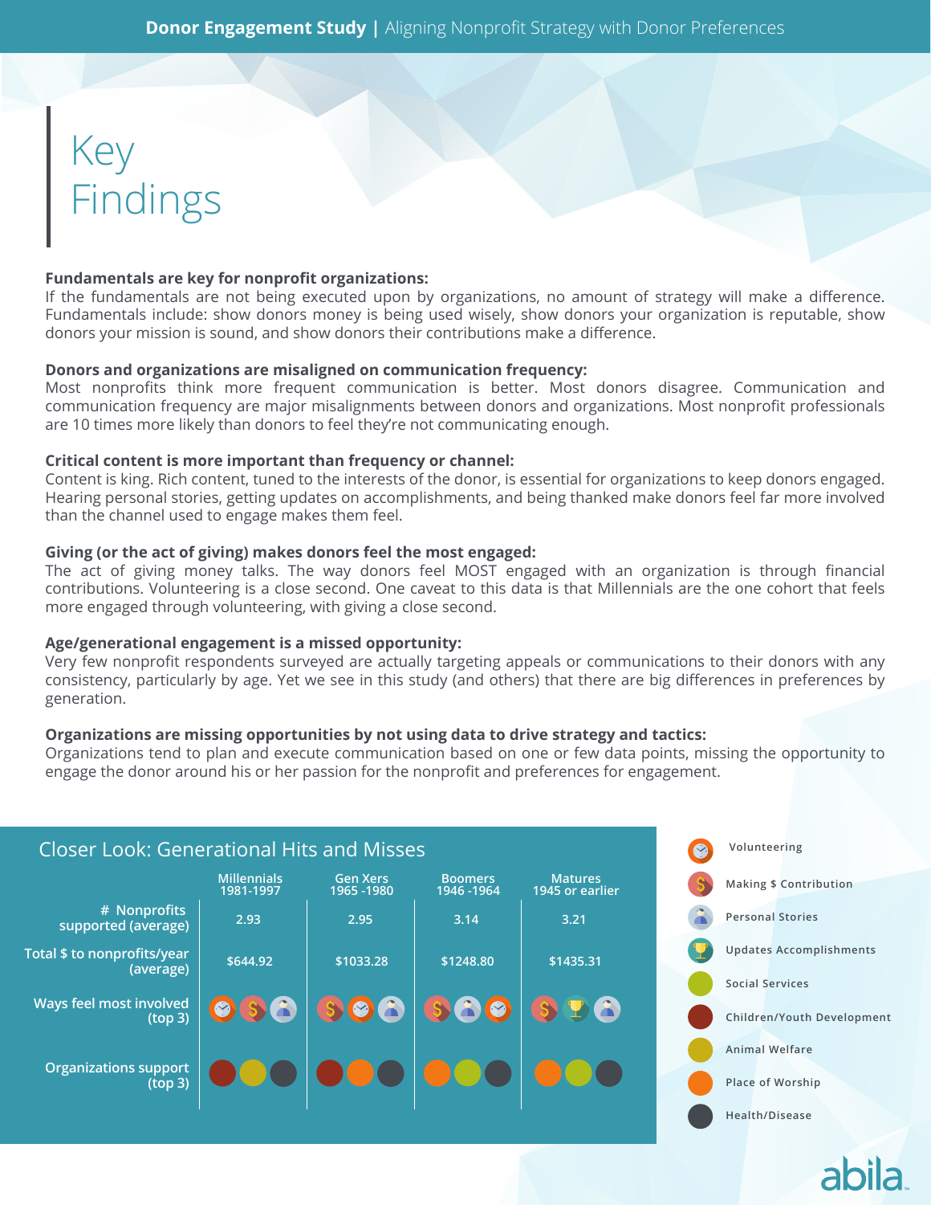# Key Findings

**Fundamentals are key for nonprofit organizations:**
If the fundamentals are not being executed upon by organizations, no amount of strategy will make a difference. Fundamentals include: show donors money is being used wisely, show donors your organization is reputable, show donors your mission is sound, and show donors their contributions make a difference.

**Donors and organizations are misaligned on communication frequency:**
Most nonprofits think more frequent communication is better. Most donors disagree. Communication and communication frequency are major misalignments between donors and organizations. Most nonprofit professionals are 10 times more likely than donors to feel they're not communicating enough.

**Critical content is more important than frequency or channel:**
Content is king. Rich content, tuned to the interests of the donor, is essential for organizations to keep donors engaged. Hearing personal stories, getting updates on accomplishments, and being thanked make donors feel far more involved than the channel used to engage makes them feel.

**Giving (or the act of giving) makes donors feel the most engaged:**
The act of giving money talks. The way donors feel MOST engaged with an organization is through financial contributions. Volunteering is a close second. One caveat to this data is that Millennials are the one cohort that feels more engaged through volunteering, with giving a close second.

**Age/generational engagement is a missed opportunity:**
Very few nonprofit respondents surveyed are actually targeting appeals or communications to their donors with any consistency, particularly by age. Yet we see in this study (and others) that there are big differences in preferences by generation.

**Organizations are missing opportunities by not using data to drive strategy and tactics:**
Organizations tend to plan and execute communication based on one or few data points, missing the opportunity to engage the donor around his or her passion for the nonprofit and preferences for engagement.

## Closer Look: Generational Hits and Misses

| | Millennials 1981-1997 | Gen Xers 1965 -1980 | Boomers 1946 -1964 | Matures 1945 or earlier |
|---|---|---|---|---|
| # Nonprofits supported (average) | 2.93 | 2.95 | 3.14 | 3.21 |
| Total $ to nonprofits/year (average) | $644.92 | $1033.28 | $1248.80 | $1435.31 |
| Ways feel most involved (top 3) | Volunteering, Making $ Contribution, Personal Stories | Making $ Contribution, Volunteering, Personal Stories | Making $ Contribution, Personal Stories, Volunteering | Making $ Contribution, Updates Accomplishments, Personal Stories |
| Organizations support (top 3) | Children/Youth Development, Animal Welfare, Health/Disease | Children/Youth Development, Place of Worship, Health/Disease | Place of Worship, Social Services, Health/Disease | Place of Worship, Social Services, Health/Disease |

- Volunteering
- Making $ Contribution
- Personal Stories
- Updates Accomplishments
- Social Services
- Children/Youth Development
- Animal Welfare
- Place of Worship
- Health/Disease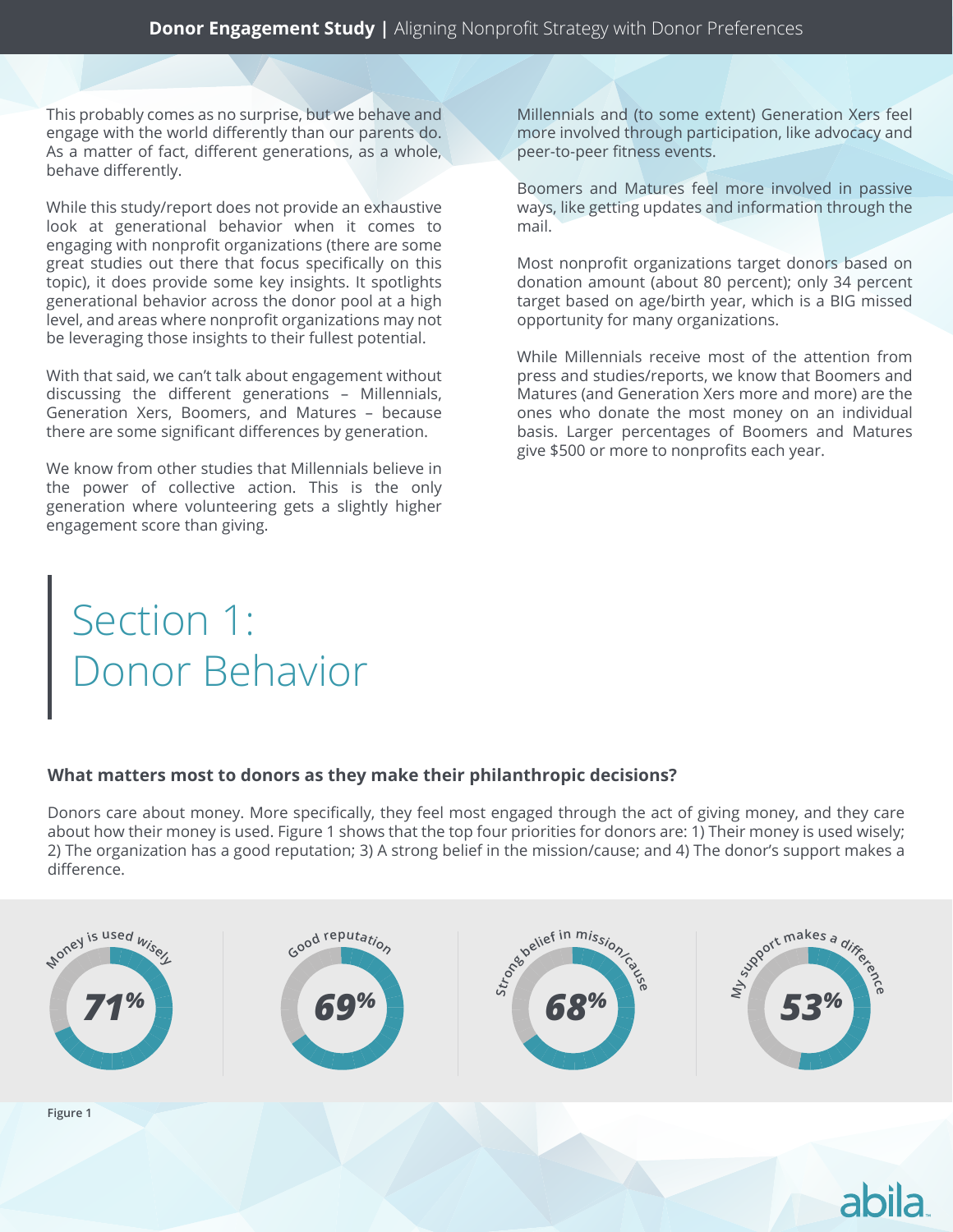This probably comes as no surprise, but we behave and engage with the world differently than our parents do. As a matter of fact, different generations, as a whole, behave differently.

While this study/report does not provide an exhaustive look at generational behavior when it comes to engaging with nonprofit organizations (there are some great studies out there that focus specifically on this topic), it does provide some key insights. It spotlights generational behavior across the donor pool at a high level, and areas where nonprofit organizations may not be leveraging those insights to their fullest potential.

With that said, we can't talk about engagement without discussing the different generations – Millennials, Generation Xers, Boomers, and Matures – because there are some significant differences by generation.

We know from other studies that Millennials believe in the power of collective action. This is the only generation where volunteering gets a slightly higher engagement score than giving.

Millennials and (to some extent) Generation Xers feel more involved through participation, like advocacy and peer-to-peer fitness events.

Boomers and Matures feel more involved in passive ways, like getting updates and information through the mail.

Most nonprofit organizations target donors based on donation amount (about 80 percent); only 34 percent target based on age/birth year, which is a BIG missed opportunity for many organizations.

While Millennials receive most of the attention from press and studies/reports, we know that Boomers and Matures (and Generation Xers more and more) are the ones who donate the most money on an individual basis. Larger percentages of Boomers and Matures give $500 or more to nonprofits each year.

# Section 1: Donor Behavior

### What matters most to donors as they make their philanthropic decisions?

Donors care about money. More specifically, they feel most engaged through the act of giving money, and they care about how their money is used. Figure 1 shows that the top four priorities for donors are: 1) Their money is used wisely; 2) The organization has a good reputation; 3) A strong belief in the mission/cause; and 4) The donor's support makes a difference.

| Money is used wisely | Good reputation | Strong belief in mission/cause | My support makes a difference |
|---|---|---|---|
| 71% | 69% | 68% | 53% |

Figure 1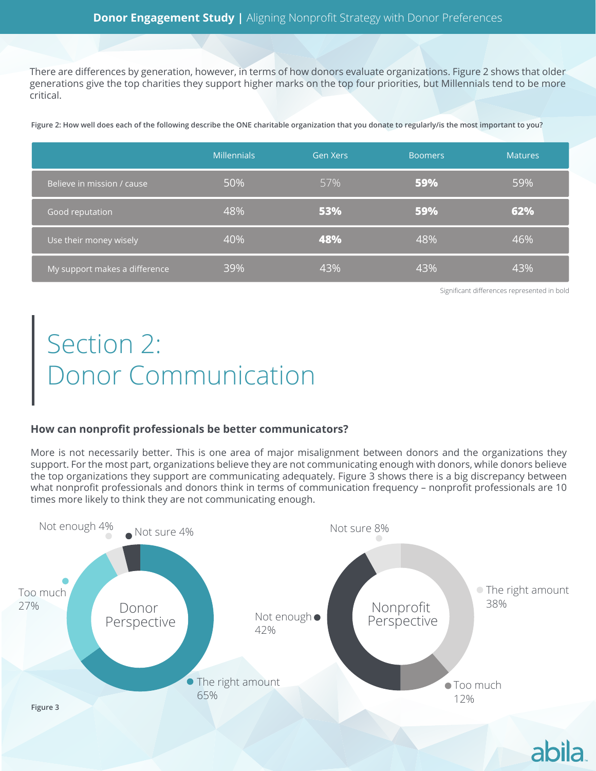There are differences by generation, however, in terms of how donors evaluate organizations. Figure 2 shows that older generations give the top charities they support higher marks on the top four priorities, but Millennials tend to be more critical.

**Figure 2: How well does each of the following describe the ONE charitable organization that you donate to regularly/is the most important to you?**

| | Millennials | Gen Xers | Boomers | Matures |
|---|---|---|---|---|
| Believe in mission / cause | 50% | 57% | **59%** | 59% |
| Good reputation | 48% | **53%** | **59%** | **62%** |
| Use their money wisely | 40% | **48%** | 48% | 46% |
| My support makes a difference | 39% | 43% | 43% | 43% |

Significant differences represented in bold

# Section 2: Donor Communication

### How can nonprofit professionals be better communicators?

More is not necessarily better. This is one area of major misalignment between donors and the organizations they support. For the most part, organizations believe they are not communicating enough with donors, while donors believe the top organizations they support are communicating adequately. Figure 3 shows there is a big discrepancy between what nonprofit professionals and donors think in terms of communication frequency – nonprofit professionals are 10 times more likely to think they are not communicating enough.

**Donor Perspective**

- The right amount 65%
- Too much 27%
- Not enough 4%
- Not sure 4%

**Nonprofit Perspective**

- The right amount 38%
- Too much 12%
- Not enough 42%
- Not sure 8%

Figure 3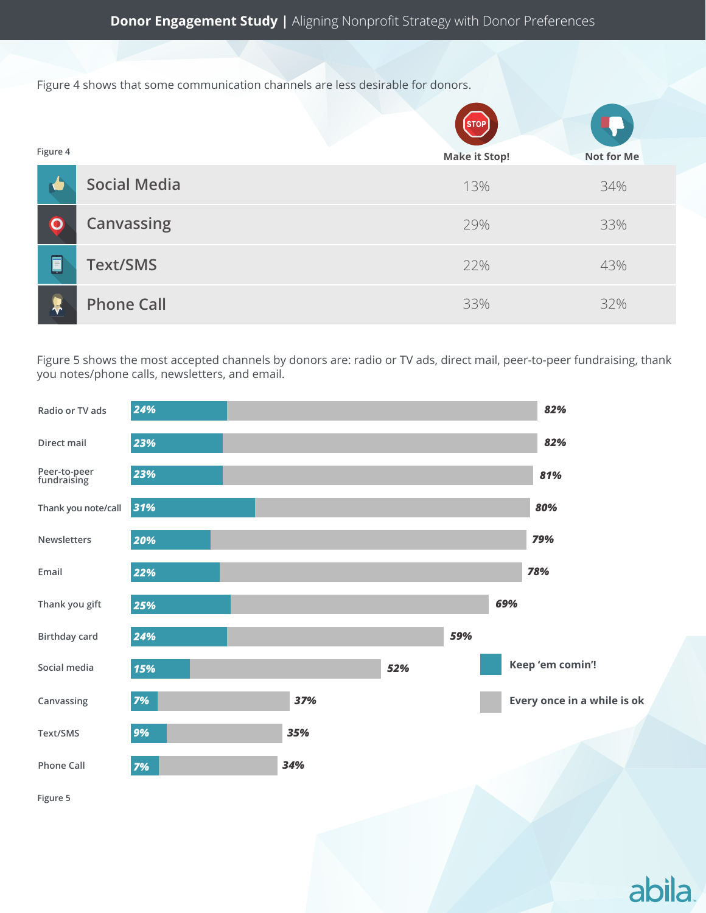Figure 4 shows that some communication channels are less desirable for donors.

Figure 4

| | Make it Stop! | Not for Me |
|---|---|---|
| Social Media | 13% | 34% |
| Canvassing | 29% | 33% |
| Text/SMS | 22% | 43% |
| Phone Call | 33% | 32% |

Figure 5 shows the most accepted channels by donors are: radio or TV ads, direct mail, peer-to-peer fundraising, thank you notes/phone calls, newsletters, and email.

| Channel | Keep 'em comin'! | Every once in a while is ok |
|---|---|---|
| Radio or TV ads | 24% | 82% |
| Direct mail | 23% | 82% |
| Peer-to-peer fundraising | 23% | 81% |
| Thank you note/call | 31% | 80% |
| Newsletters | 20% | 79% |
| Email | 22% | 78% |
| Thank you gift | 25% | 69% |
| Birthday card | 24% | 59% |
| Social media | 15% | 52% |
| Canvassing | 7% | 37% |
| Text/SMS | 9% | 35% |
| Phone Call | 7% | 34% |

Figure 5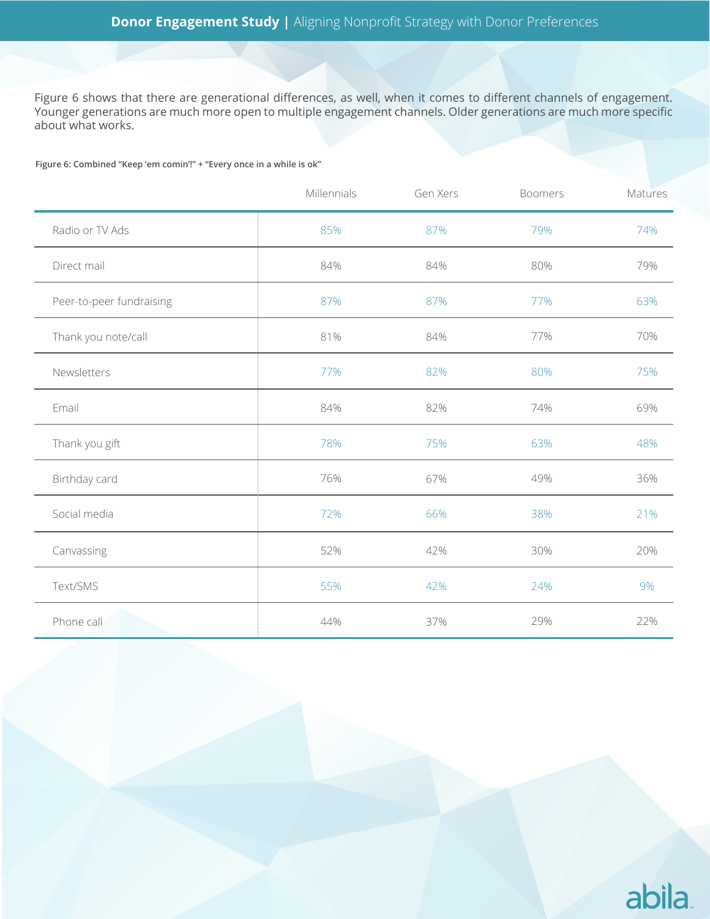Figure 6 shows that there are generational differences, as well, when it comes to different channels of engagement. Younger generations are much more open to multiple engagement channels. Older generations are much more specific about what works.

**Figure 6: Combined "Keep 'em comin'!" + "Every once in a while is ok"**

| | Millennials | Gen Xers | Boomers | Matures |
|---|---|---|---|---|
| Radio or TV Ads | 85% | 87% | 79% | 74% |
| Direct mail | 84% | 84% | 80% | 79% |
| Peer-to-peer fundraising | 87% | 87% | 77% | 63% |
| Thank you note/call | 81% | 84% | 77% | 70% |
| Newsletters | 77% | 82% | 80% | 75% |
| Email | 84% | 82% | 74% | 69% |
| Thank you gift | 78% | 75% | 63% | 48% |
| Birthday card | 76% | 67% | 49% | 36% |
| Social media | 72% | 66% | 38% | 21% |
| Canvassing | 52% | 42% | 30% | 20% |
| Text/SMS | 55% | 42% | 24% | 9% |
| Phone call | 44% | 37% | 29% | 22% |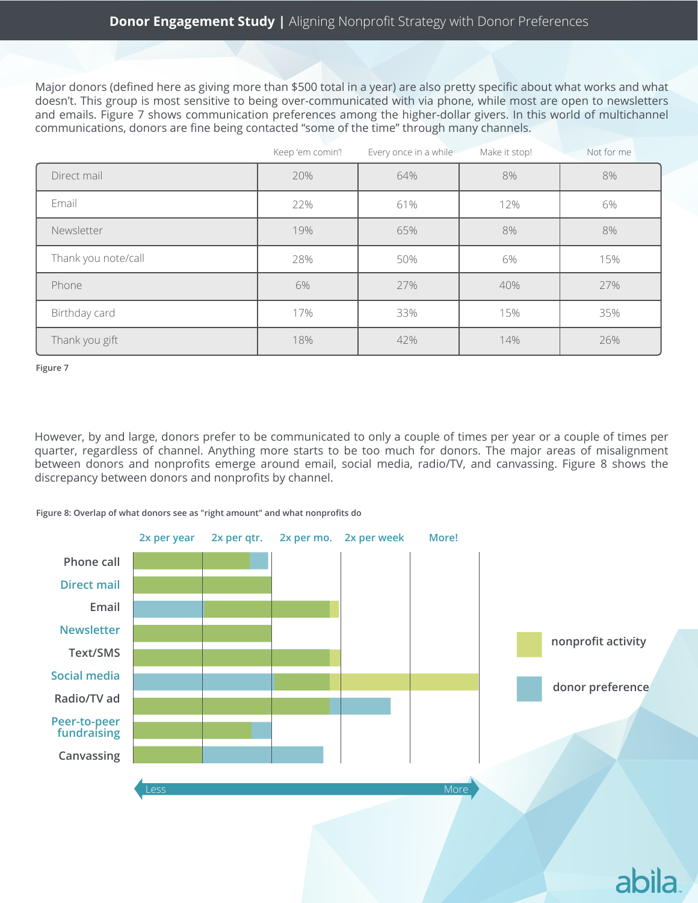Major donors (defined here as giving more than $500 total in a year) are also pretty specific about what works and what doesn't. This group is most sensitive to being over-communicated with via phone, while most are open to newsletters and emails. Figure 7 shows communication preferences among the higher-dollar givers. In this world of multichannel communications, donors are fine being contacted "some of the time" through many channels.

| | Keep 'em comin'! | Every once in a while | Make it stop! | Not for me |
|---|---|---|---|---|
| Direct mail | 20% | 64% | 8% | 8% |
| Email | 22% | 61% | 12% | 6% |
| Newsletter | 19% | 65% | 8% | 8% |
| Thank you note/call | 28% | 50% | 6% | 15% |
| Phone | 6% | 27% | 40% | 27% |
| Birthday card | 17% | 33% | 15% | 35% |
| Thank you gift | 18% | 42% | 14% | 26% |

**Figure 7**

However, by and large, donors prefer to be communicated to only a couple of times per year or a couple of times per quarter, regardless of channel. Anything more starts to be too much for donors. The major areas of misalignment between donors and nonprofits emerge around email, social media, radio/TV, and canvassing. Figure 8 shows the discrepancy between donors and nonprofits by channel.

**Figure 8: Overlap of what donors see as "right amount" and what nonprofits do**

Frequency scale (Less → More): 2x per year, 2x per qtr., 2x per mo., 2x per week, More!

Channels: Phone call, Direct mail, Email, Newsletter, Text/SMS, Social media, Radio/TV ad, Peer-to-peer fundraising, Canvassing

Legend: nonprofit activity; donor preference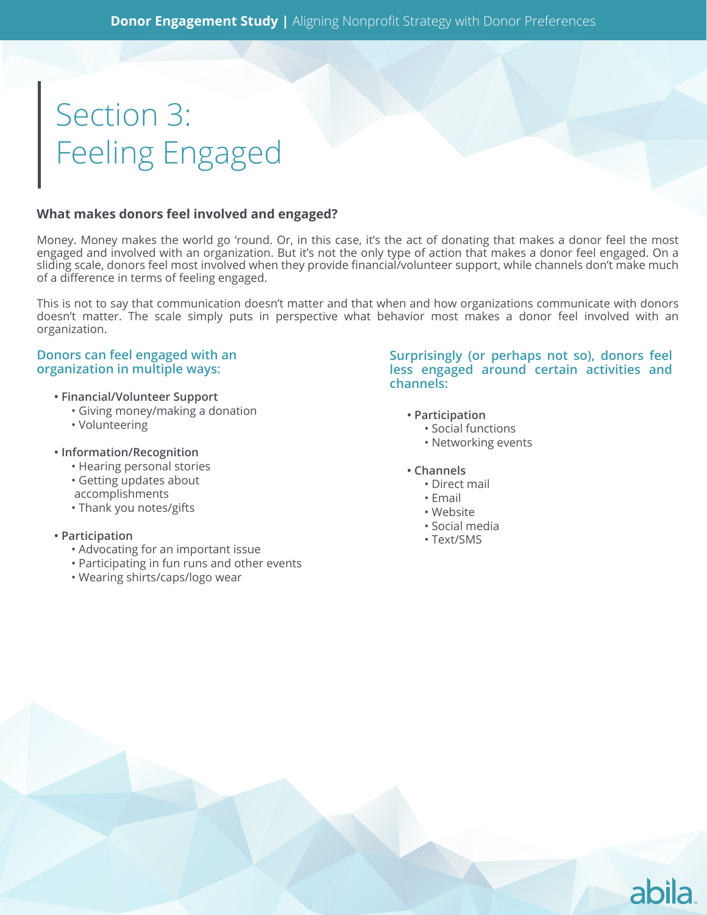# Section 3: Feeling Engaged

**What makes donors feel involved and engaged?**

Money. Money makes the world go 'round. Or, in this case, it's the act of donating that makes a donor feel the most engaged and involved with an organization. But it's not the only type of action that makes a donor feel engaged. On a sliding scale, donors feel most involved when they provide financial/volunteer support, while channels don't make much of a difference in terms of feeling engaged.

This is not to say that communication doesn't matter and that when and how organizations communicate with donors doesn't matter. The scale simply puts in perspective what behavior most makes a donor feel involved with an organization.

### Donors can feel engaged with an organization in multiple ways:

- **Financial/Volunteer Support**
  - Giving money/making a donation
  - Volunteering
- **Information/Recognition**
  - Hearing personal stories
  - Getting updates about accomplishments
  - Thank you notes/gifts
- **Participation**
  - Advocating for an important issue
  - Participating in fun runs and other events
  - Wearing shirts/caps/logo wear

### Surprisingly (or perhaps not so), donors feel less engaged around certain activities and channels:

- **Participation**
  - Social functions
  - Networking events
- **Channels**
  - Direct mail
  - Email
  - Website
  - Social media
  - Text/SMS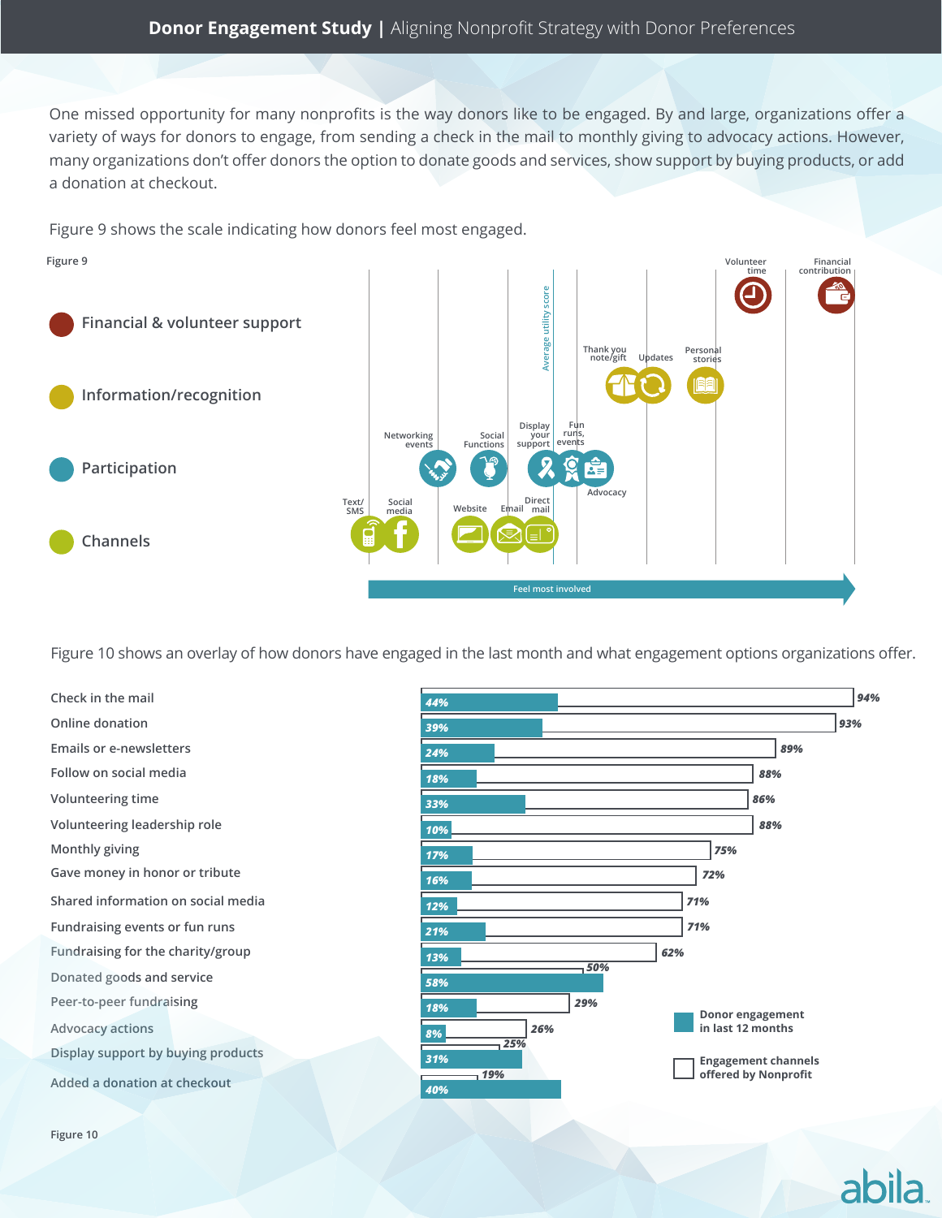# Donor Engagement Study | Aligning Nonprofit Strategy with Donor Preferences

One missed opportunity for many nonprofits is the way donors like to be engaged. By and large, organizations offer a variety of ways for donors to engage, from sending a check in the mail to monthly giving to advocacy actions. However, many organizations don't offer donors the option to donate goods and services, show support by buying products, or add a donation at checkout.

Figure 9 shows the scale indicating how donors feel most engaged.

Figure 9

- Financial & volunteer support: Volunteer time, Financial contribution
- Information/recognition: Thank you note/gift, Updates, Personal stories
- Participation: Networking events, Social Functions, Display your support, Fun runs, events, Advocacy
- Channels: Text/SMS, Social media, Website, Email, Direct mail

Average utility score

Feel most involved

Figure 10 shows an overlay of how donors have engaged in the last month and what engagement options organizations offer.

| | Donor engagement in last 12 months | Engagement channels offered by Nonprofit |
|---|---|---|
| Check in the mail | 44% | 94% |
| Online donation | 39% | 93% |
| Emails or e-newsletters | 24% | 89% |
| Follow on social media | 18% | 88% |
| Volunteering time | 33% | 86% |
| Volunteering leadership role | 10% | 88% |
| Monthly giving | 17% | 75% |
| Gave money in honor or tribute | 16% | 72% |
| Shared information on social media | 12% | 71% |
| Fundraising events or fun runs | 21% | 71% |
| Fundraising for the charity/group | 13% | 62% |
| Donated goods and service | 58% | 50% |
| Peer-to-peer fundraising | 18% | 29% |
| Advocacy actions | 8% | 26% |
| Display support by buying products | 31% | 25% |
| Added a donation at checkout | 40% | 19% |

Figure 10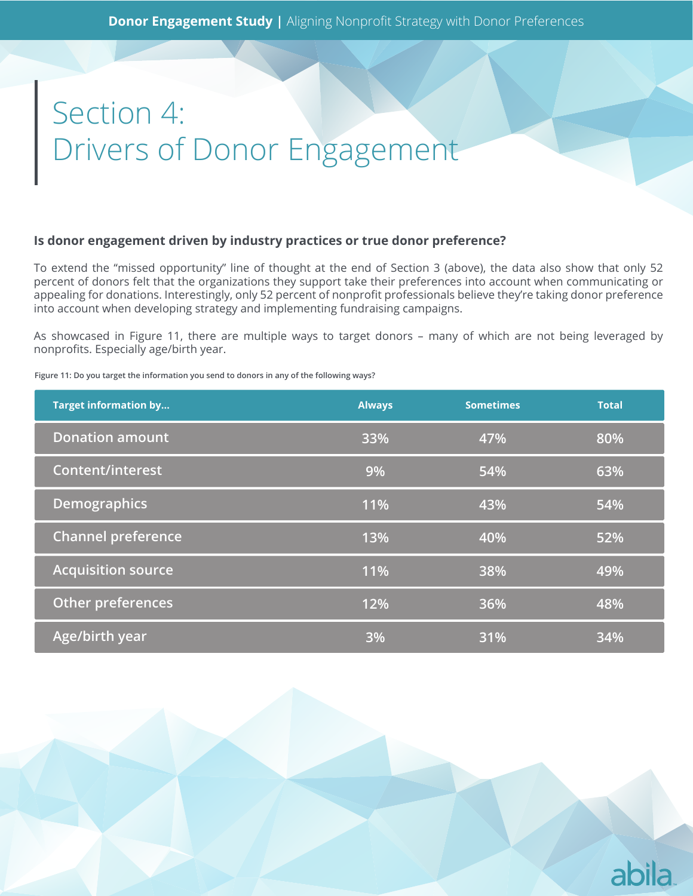# Section 4: Drivers of Donor Engagement

**Is donor engagement driven by industry practices or true donor preference?**

To extend the "missed opportunity" line of thought at the end of Section 3 (above), the data also show that only 52 percent of donors felt that the organizations they support take their preferences into account when communicating or appealing for donations. Interestingly, only 52 percent of nonprofit professionals believe they're taking donor preference into account when developing strategy and implementing fundraising campaigns.

As showcased in Figure 11, there are multiple ways to target donors – many of which are not being leveraged by nonprofits. Especially age/birth year.

Figure 11: Do you target the information you send to donors in any of the following ways?

| Target information by... | Always | Sometimes | Total |
|---|---|---|---|
| Donation amount | 33% | 47% | 80% |
| Content/interest | 9% | 54% | 63% |
| Demographics | 11% | 43% | 54% |
| Channel preference | 13% | 40% | 52% |
| Acquisition source | 11% | 38% | 49% |
| Other preferences | 12% | 36% | 48% |
| Age/birth year | 3% | 31% | 34% |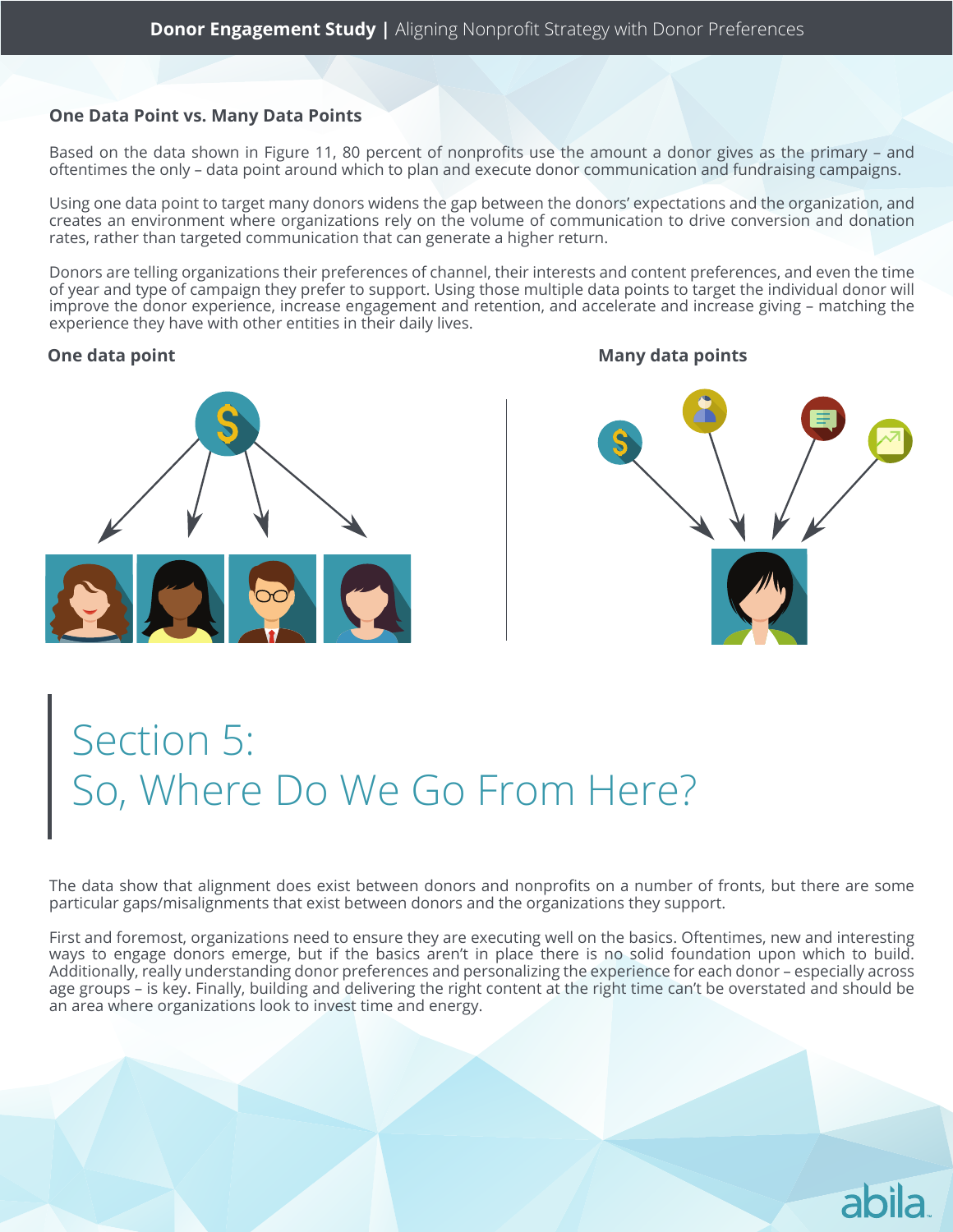## One Data Point vs. Many Data Points

Based on the data shown in Figure 11, 80 percent of nonprofits use the amount a donor gives as the primary – and oftentimes the only – data point around which to plan and execute donor communication and fundraising campaigns.

Using one data point to target many donors widens the gap between the donors' expectations and the organization, and creates an environment where organizations rely on the volume of communication to drive conversion and donation rates, rather than targeted communication that can generate a higher return.

Donors are telling organizations their preferences of channel, their interests and content preferences, and even the time of year and type of campaign they prefer to support. Using those multiple data points to target the individual donor will improve the donor experience, increase engagement and retention, and accelerate and increase giving – matching the experience they have with other entities in their daily lives.

**One data point**

**Many data points**

# Section 5: So, Where Do We Go From Here?

The data show that alignment does exist between donors and nonprofits on a number of fronts, but there are some particular gaps/misalignments that exist between donors and the organizations they support.

First and foremost, organizations need to ensure they are executing well on the basics. Oftentimes, new and interesting ways to engage donors emerge, but if the basics aren't in place there is no solid foundation upon which to build. Additionally, really understanding donor preferences and personalizing the experience for each donor – especially across age groups – is key. Finally, building and delivering the right content at the right time can't be overstated and should be an area where organizations look to invest time and energy.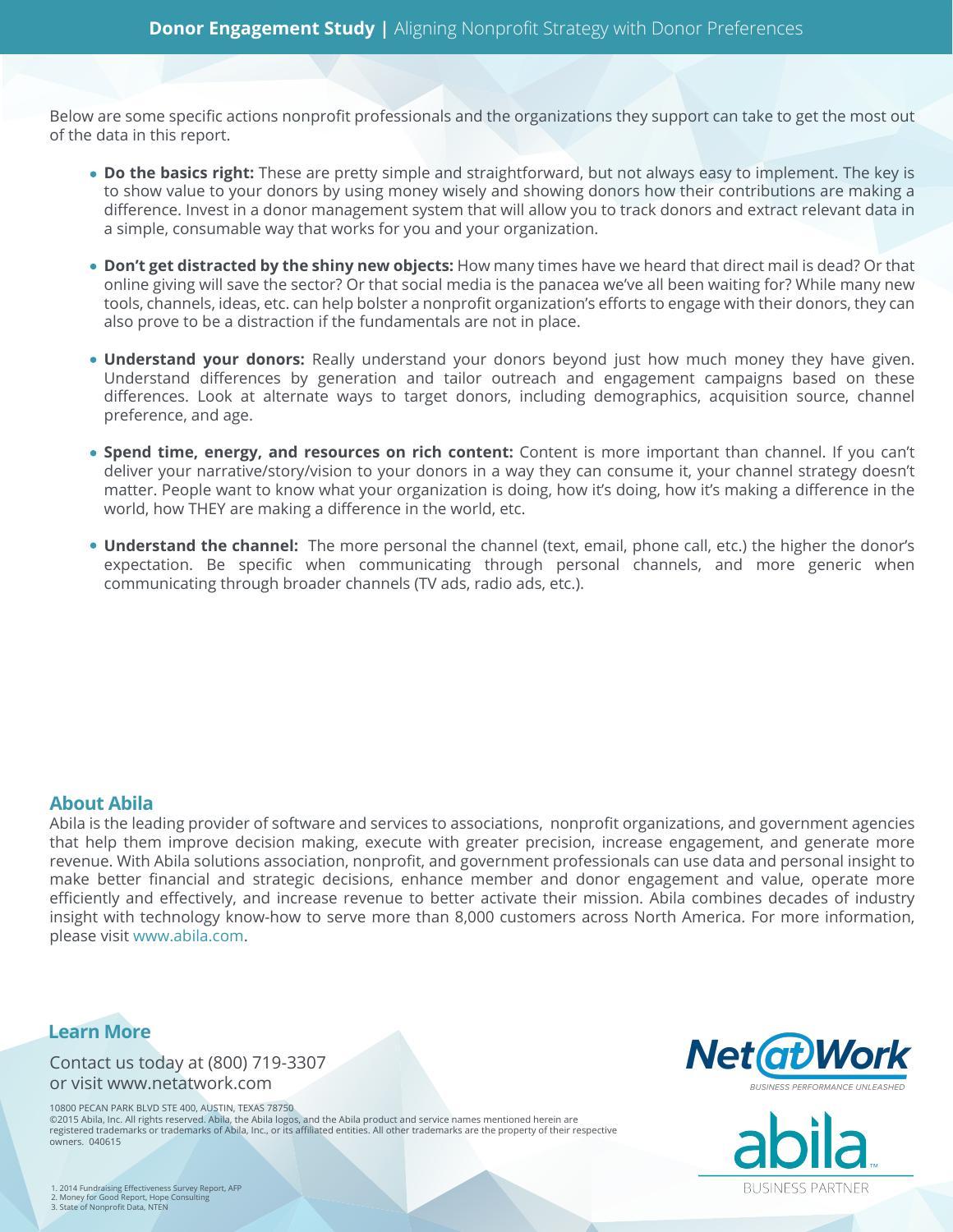Below are some specific actions nonprofit professionals and the organizations they support can take to get the most out of the data in this report.

- **Do the basics right:** These are pretty simple and straightforward, but not always easy to implement. The key is to show value to your donors by using money wisely and showing donors how their contributions are making a difference. Invest in a donor management system that will allow you to track donors and extract relevant data in a simple, consumable way that works for you and your organization.
- **Don't get distracted by the shiny new objects:** How many times have we heard that direct mail is dead? Or that online giving will save the sector? Or that social media is the panacea we've all been waiting for? While many new tools, channels, ideas, etc. can help bolster a nonprofit organization's efforts to engage with their donors, they can also prove to be a distraction if the fundamentals are not in place.
- **Understand your donors:** Really understand your donors beyond just how much money they have given. Understand differences by generation and tailor outreach and engagement campaigns based on these differences. Look at alternate ways to target donors, including demographics, acquisition source, channel preference, and age.
- **Spend time, energy, and resources on rich content:** Content is more important than channel. If you can't deliver your narrative/story/vision to your donors in a way they can consume it, your channel strategy doesn't matter. People want to know what your organization is doing, how it's doing, how it's making a difference in the world, how THEY are making a difference in the world, etc.
- **Understand the channel:** The more personal the channel (text, email, phone call, etc.) the higher the donor's expectation. Be specific when communicating through personal channels, and more generic when communicating through broader channels (TV ads, radio ads, etc.).

## About Abila

Abila is the leading provider of software and services to associations, nonprofit organizations, and government agencies that help them improve decision making, execute with greater precision, increase engagement, and generate more revenue. With Abila solutions association, nonprofit, and government professionals can use data and personal insight to make better financial and strategic decisions, enhance member and donor engagement and value, operate more efficiently and effectively, and increase revenue to better activate their mission. Abila combines decades of industry insight with technology know-how to serve more than 8,000 customers across North America. For more information, please visit www.abila.com.

## Learn More

Contact us today at (800) 719-3307
or visit www.netatwork.com

10800 PECAN PARK BLVD STE 400, AUSTIN, TEXAS 78750
©2015 Abila, Inc. All rights reserved. Abila, the Abila logos, and the Abila product and service names mentioned herein are registered trademarks or trademarks of Abila, Inc., or its affiliated entities. All other trademarks are the property of their respective owners. 040615

Net@Work
BUSINESS PERFORMANCE UNLEASHED

abila™
BUSINESS PARTNER

1. 2014 Fundraising Effectiveness Survey Report, AFP
2. Money for Good Report, Hope Consulting
3. State of Nonprofit Data, NTEN